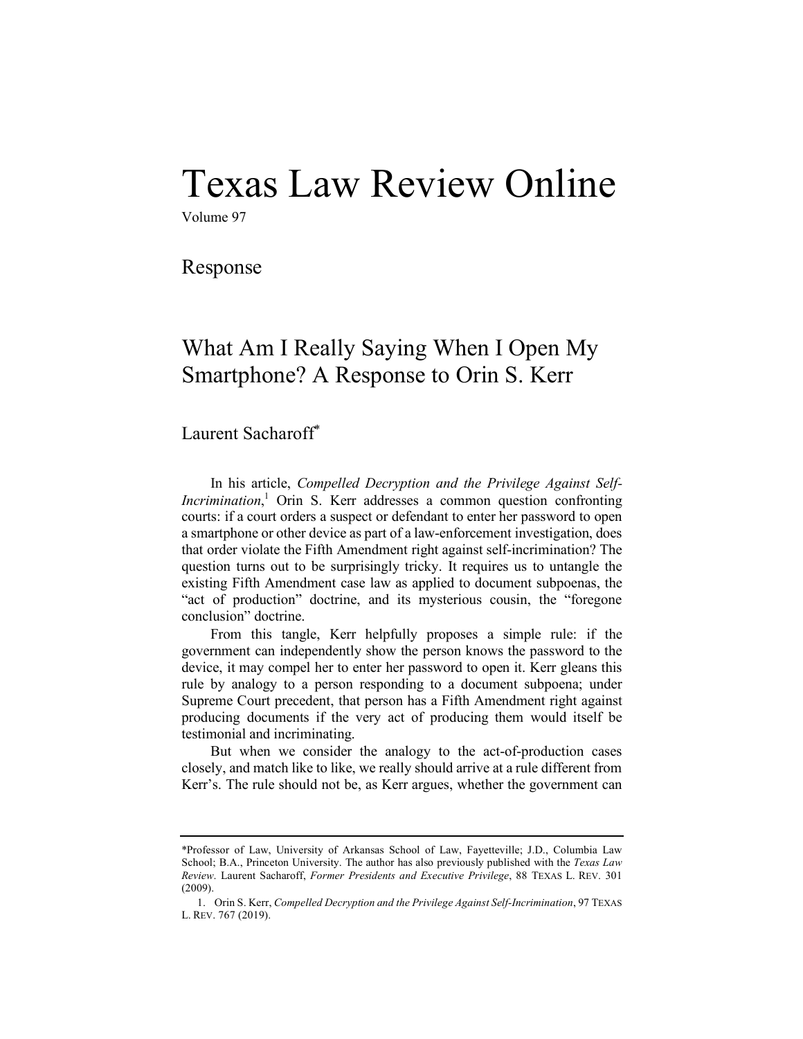# Texas Law Review Online

Volume 97

## Response

## What Am I Really Saying When I Open My Smartphone? A Response to Orin S. Kerr

Laurent Sacharoff*

In his article, *Compelled Decryption and the Privilege Against Self-Incrimination*,[1] Orin S. Kerr addresses a common question confronting courts: if a court orders a suspect or defendant to enter her password to open a smartphone or other device as part of a law-enforcement investigation, does that order violate the Fifth Amendment right against self-incrimination? The question turns out to be surprisingly tricky. It requires us to untangle the existing Fifth Amendment case law as applied to document subpoenas, the "act of production" doctrine, and its mysterious cousin, the "foregone conclusion" doctrine.

From this tangle, Kerr helpfully proposes a simple rule: if the government can independently show the person knows the password to the device, it may compel her to enter her password to open it. Kerr gleans this rule by analogy to a person responding to a document subpoena; under Supreme Court precedent, that person has a Fifth Amendment right against producing documents if the very act of producing them would itself be testimonial and incriminating.

But when we consider the analogy to the act-of-production cases closely, and match like to like, we really should arrive at a rule different from Kerr's. The rule should not be, as Kerr argues, whether the government can

---

*Professor of Law, University of Arkansas School of Law, Fayetteville; J.D., Columbia Law School; B.A., Princeton University. The author has also previously published with the *Texas Law Review*. Laurent Sacharoff, *Former Presidents and Executive Privilege*, 88 TEXAS L. REV. 301 (2009).

1. Orin S. Kerr, *Compelled Decryption and the Privilege Against Self-Incrimination*, 97 TEXAS L. REV. 767 (2019).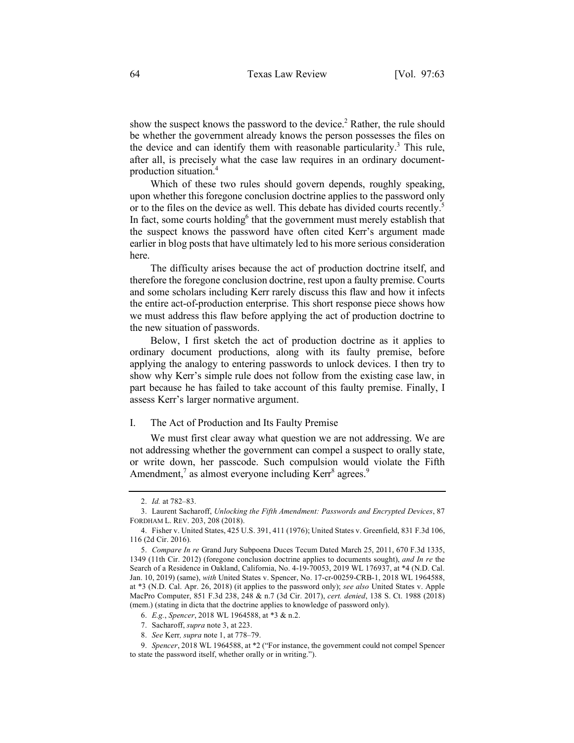show the suspect knows the password to the device.[2] Rather, the rule should be whether the government already knows the person possesses the files on the device and can identify them with reasonable particularity.[3] This rule, after all, is precisely what the case law requires in an ordinary document-production situation.[4]

Which of these two rules should govern depends, roughly speaking, upon whether this foregone conclusion doctrine applies to the password only or to the files on the device as well. This debate has divided courts recently.[5] In fact, some courts holding[6] that the government must merely establish that the suspect knows the password have often cited Kerr's argument made earlier in blog posts that have ultimately led to his more serious consideration here.

The difficulty arises because the act of production doctrine itself, and therefore the foregone conclusion doctrine, rest upon a faulty premise. Courts and some scholars including Kerr rarely discuss this flaw and how it infects the entire act-of-production enterprise. This short response piece shows how we must address this flaw before applying the act of production doctrine to the new situation of passwords.

Below, I first sketch the act of production doctrine as it applies to ordinary document productions, along with its faulty premise, before applying the analogy to entering passwords to unlock devices. I then try to show why Kerr's simple rule does not follow from the existing case law, in part because he has failed to take account of this faulty premise. Finally, I assess Kerr's larger normative argument.

## I. The Act of Production and Its Faulty Premise

We must first clear away what question we are not addressing. We are not addressing whether the government can compel a suspect to orally state, or write down, her passcode. Such compulsion would violate the Fifth Amendment,[7] as almost everyone including Kerr[8] agrees.[9]

---

2. *Id.* at 782–83.

3. Laurent Sacharoff, *Unlocking the Fifth Amendment: Passwords and Encrypted Devices*, 87 FORDHAM L. REV. 203, 208 (2018).

4. Fisher v. United States, 425 U.S. 391, 411 (1976); United States v. Greenfield, 831 F.3d 106, 116 (2d Cir. 2016).

5. *Compare In re* Grand Jury Subpoena Duces Tecum Dated March 25, 2011, 670 F.3d 1335, 1349 (11th Cir. 2012) (foregone conclusion doctrine applies to documents sought), *and In re* the Search of a Residence in Oakland, California, No. 4-19-70053, 2019 WL 176937, at *4 (N.D. Cal. Jan. 10, 2019) (same), *with* United States v. Spencer, No. 17-cr-00259-CRB-1, 2018 WL 1964588, at *3 (N.D. Cal. Apr. 26, 2018) (it applies to the password only); *see also* United States v. Apple MacPro Computer, 851 F.3d 238, 248 & n.7 (3d Cir. 2017), *cert. denied*, 138 S. Ct. 1988 (2018) (mem.) (stating in dicta that the doctrine applies to knowledge of password only).

6. *E.g.*, *Spencer*, 2018 WL 1964588, at *3 & n.2.

7. Sacharoff, *supra* note 3, at 223.

8. *See* Kerr*, supra* note 1, at 778–79.

9. *Spencer*, 2018 WL 1964588, at *2 ("For instance, the government could not compel Spencer to state the password itself, whether orally or in writing.").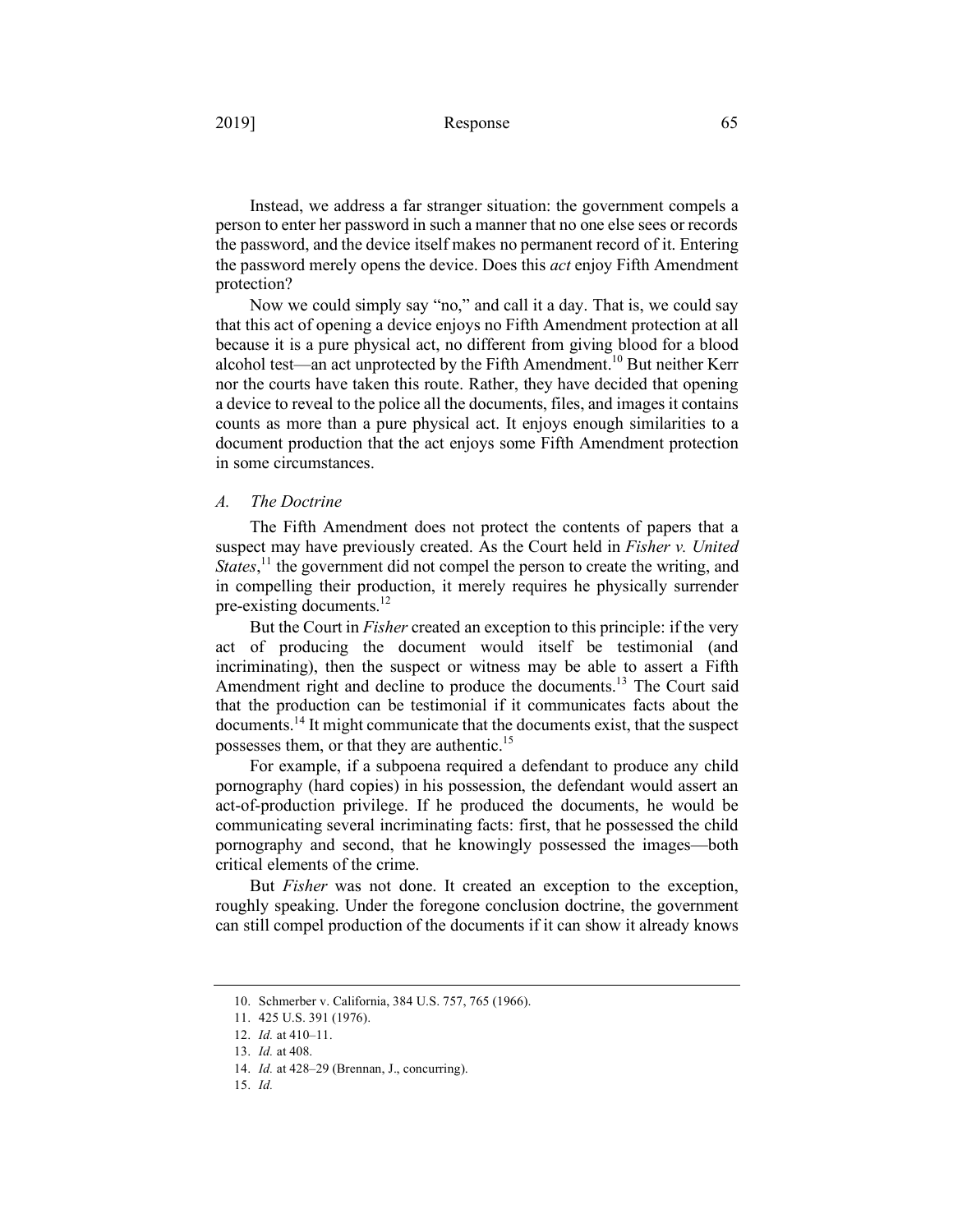Instead, we address a far stranger situation: the government compels a person to enter her password in such a manner that no one else sees or records the password, and the device itself makes no permanent record of it. Entering the password merely opens the device. Does this *act* enjoy Fifth Amendment protection?

Now we could simply say "no," and call it a day. That is, we could say that this act of opening a device enjoys no Fifth Amendment protection at all because it is a pure physical act, no different from giving blood for a blood alcohol test—an act unprotected by the Fifth Amendment.[10] But neither Kerr nor the courts have taken this route. Rather, they have decided that opening a device to reveal to the police all the documents, files, and images it contains counts as more than a pure physical act. It enjoys enough similarities to a document production that the act enjoys some Fifth Amendment protection in some circumstances.

### A. *The Doctrine*

The Fifth Amendment does not protect the contents of papers that a suspect may have previously created. As the Court held in *Fisher v. United States*,[11] the government did not compel the person to create the writing, and in compelling their production, it merely requires he physically surrender pre-existing documents.[12]

But the Court in *Fisher* created an exception to this principle: if the very act of producing the document would itself be testimonial (and incriminating), then the suspect or witness may be able to assert a Fifth Amendment right and decline to produce the documents.[13] The Court said that the production can be testimonial if it communicates facts about the documents.[14] It might communicate that the documents exist, that the suspect possesses them, or that they are authentic.[15]

For example, if a subpoena required a defendant to produce any child pornography (hard copies) in his possession, the defendant would assert an act-of-production privilege. If he produced the documents, he would be communicating several incriminating facts: first, that he possessed the child pornography and second, that he knowingly possessed the images—both critical elements of the crime.

But *Fisher* was not done. It created an exception to the exception, roughly speaking. Under the foregone conclusion doctrine, the government can still compel production of the documents if it can show it already knows

---

10. Schmerber v. California, 384 U.S. 757, 765 (1966).

11. 425 U.S. 391 (1976).

12. *Id.* at 410–11.

13. *Id.* at 408.

14. *Id.* at 428–29 (Brennan, J., concurring).

15. *Id.*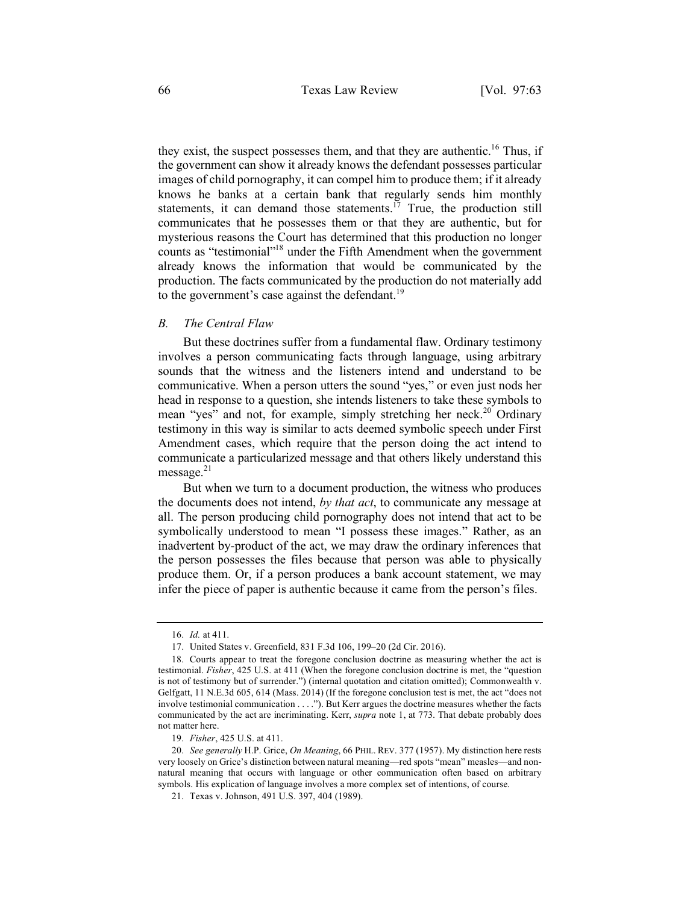they exist, the suspect possesses them, and that they are authentic.[16] Thus, if the government can show it already knows the defendant possesses particular images of child pornography, it can compel him to produce them; if it already knows he banks at a certain bank that regularly sends him monthly statements, it can demand those statements.[17] True, the production still communicates that he possesses them or that they are authentic, but for mysterious reasons the Court has determined that this production no longer counts as "testimonial"[18] under the Fifth Amendment when the government already knows the information that would be communicated by the production. The facts communicated by the production do not materially add to the government's case against the defendant.[19]

### *B. The Central Flaw*

But these doctrines suffer from a fundamental flaw. Ordinary testimony involves a person communicating facts through language, using arbitrary sounds that the witness and the listeners intend and understand to be communicative. When a person utters the sound "yes," or even just nods her head in response to a question, she intends listeners to take these symbols to mean "yes" and not, for example, simply stretching her neck.[20] Ordinary testimony in this way is similar to acts deemed symbolic speech under First Amendment cases, which require that the person doing the act intend to communicate a particularized message and that others likely understand this message.[21]

But when we turn to a document production, the witness who produces the documents does not intend, *by that act*, to communicate any message at all. The person producing child pornography does not intend that act to be symbolically understood to mean "I possess these images." Rather, as an inadvertent by-product of the act, we may draw the ordinary inferences that the person possesses the files because that person was able to physically produce them. Or, if a person produces a bank account statement, we may infer the piece of paper is authentic because it came from the person's files.

---

16. *Id.* at 411.

17. United States v. Greenfield, 831 F.3d 106, 199–20 (2d Cir. 2016).

18. Courts appear to treat the foregone conclusion doctrine as measuring whether the act is testimonial. *Fisher*, 425 U.S. at 411 (When the foregone conclusion doctrine is met, the "question is not of testimony but of surrender.") (internal quotation and citation omitted); Commonwealth v. Gelfgatt, 11 N.E.3d 605, 614 (Mass. 2014) (If the foregone conclusion test is met, the act "does not involve testimonial communication . . . ."). But Kerr argues the doctrine measures whether the facts communicated by the act are incriminating. Kerr, *supra* note 1, at 773. That debate probably does not matter here.

19. *Fisher*, 425 U.S. at 411.

20. *See generally* H.P. Grice, *On Meaning*, 66 PHIL. REV. 377 (1957). My distinction here rests very loosely on Grice's distinction between natural meaning—red spots "mean" measles—and non-natural meaning that occurs with language or other communication often based on arbitrary symbols. His explication of language involves a more complex set of intentions, of course.

21. Texas v. Johnson, 491 U.S. 397, 404 (1989).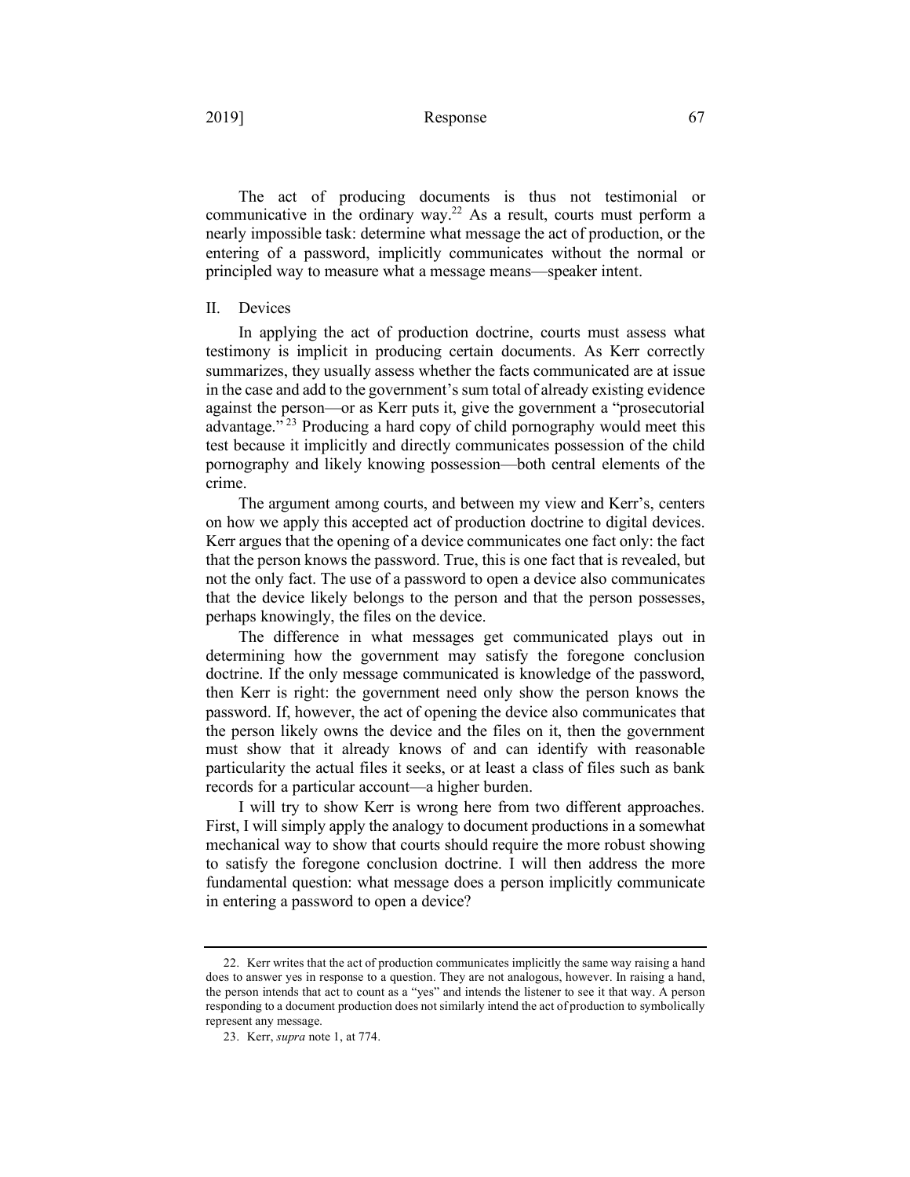The act of producing documents is thus not testimonial or communicative in the ordinary way.[22] As a result, courts must perform a nearly impossible task: determine what message the act of production, or the entering of a password, implicitly communicates without the normal or principled way to measure what a message means—speaker intent.

## II. Devices

In applying the act of production doctrine, courts must assess what testimony is implicit in producing certain documents. As Kerr correctly summarizes, they usually assess whether the facts communicated are at issue in the case and add to the government's sum total of already existing evidence against the person—or as Kerr puts it, give the government a "prosecutorial advantage."[23] Producing a hard copy of child pornography would meet this test because it implicitly and directly communicates possession of the child pornography and likely knowing possession—both central elements of the crime.

The argument among courts, and between my view and Kerr's, centers on how we apply this accepted act of production doctrine to digital devices. Kerr argues that the opening of a device communicates one fact only: the fact that the person knows the password. True, this is one fact that is revealed, but not the only fact. The use of a password to open a device also communicates that the device likely belongs to the person and that the person possesses, perhaps knowingly, the files on the device.

The difference in what messages get communicated plays out in determining how the government may satisfy the foregone conclusion doctrine. If the only message communicated is knowledge of the password, then Kerr is right: the government need only show the person knows the password. If, however, the act of opening the device also communicates that the person likely owns the device and the files on it, then the government must show that it already knows of and can identify with reasonable particularity the actual files it seeks, or at least a class of files such as bank records for a particular account—a higher burden.

I will try to show Kerr is wrong here from two different approaches. First, I will simply apply the analogy to document productions in a somewhat mechanical way to show that courts should require the more robust showing to satisfy the foregone conclusion doctrine. I will then address the more fundamental question: what message does a person implicitly communicate in entering a password to open a device?

---

22. Kerr writes that the act of production communicates implicitly the same way raising a hand does to answer yes in response to a question. They are not analogous, however. In raising a hand, the person intends that act to count as a "yes" and intends the listener to see it that way. A person responding to a document production does not similarly intend the act of production to symbolically represent any message.

23. Kerr, *supra* note 1, at 774.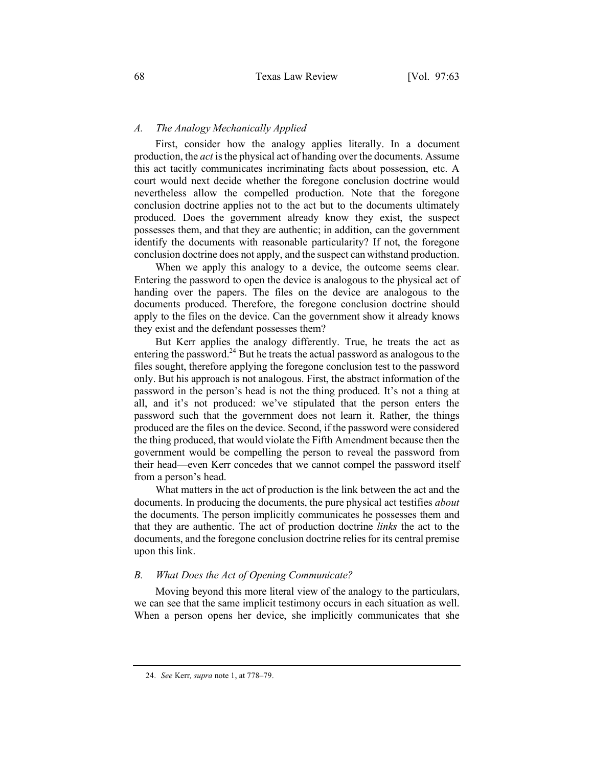### *A. The Analogy Mechanically Applied*

First, consider how the analogy applies literally. In a document production, the *act* is the physical act of handing over the documents. Assume this act tacitly communicates incriminating facts about possession, etc. A court would next decide whether the foregone conclusion doctrine would nevertheless allow the compelled production. Note that the foregone conclusion doctrine applies not to the act but to the documents ultimately produced. Does the government already know they exist, the suspect possesses them, and that they are authentic; in addition, can the government identify the documents with reasonable particularity? If not, the foregone conclusion doctrine does not apply, and the suspect can withstand production.

When we apply this analogy to a device, the outcome seems clear. Entering the password to open the device is analogous to the physical act of handing over the papers. The files on the device are analogous to the documents produced. Therefore, the foregone conclusion doctrine should apply to the files on the device. Can the government show it already knows they exist and the defendant possesses them?

But Kerr applies the analogy differently. True, he treats the act as entering the password.[24] But he treats the actual password as analogous to the files sought, therefore applying the foregone conclusion test to the password only. But his approach is not analogous. First, the abstract information of the password in the person's head is not the thing produced. It's not a thing at all, and it's not produced: we've stipulated that the person enters the password such that the government does not learn it. Rather, the things produced are the files on the device. Second, if the password were considered the thing produced, that would violate the Fifth Amendment because then the government would be compelling the person to reveal the password from their head—even Kerr concedes that we cannot compel the password itself from a person's head.

What matters in the act of production is the link between the act and the documents. In producing the documents, the pure physical act testifies *about* the documents. The person implicitly communicates he possesses them and that they are authentic. The act of production doctrine *links* the act to the documents, and the foregone conclusion doctrine relies for its central premise upon this link.

### *B. What Does the Act of Opening Communicate?*

Moving beyond this more literal view of the analogy to the particulars, we can see that the same implicit testimony occurs in each situation as well. When a person opens her device, she implicitly communicates that she

---

24. *See* Kerr*, supra* note 1, at 778–79.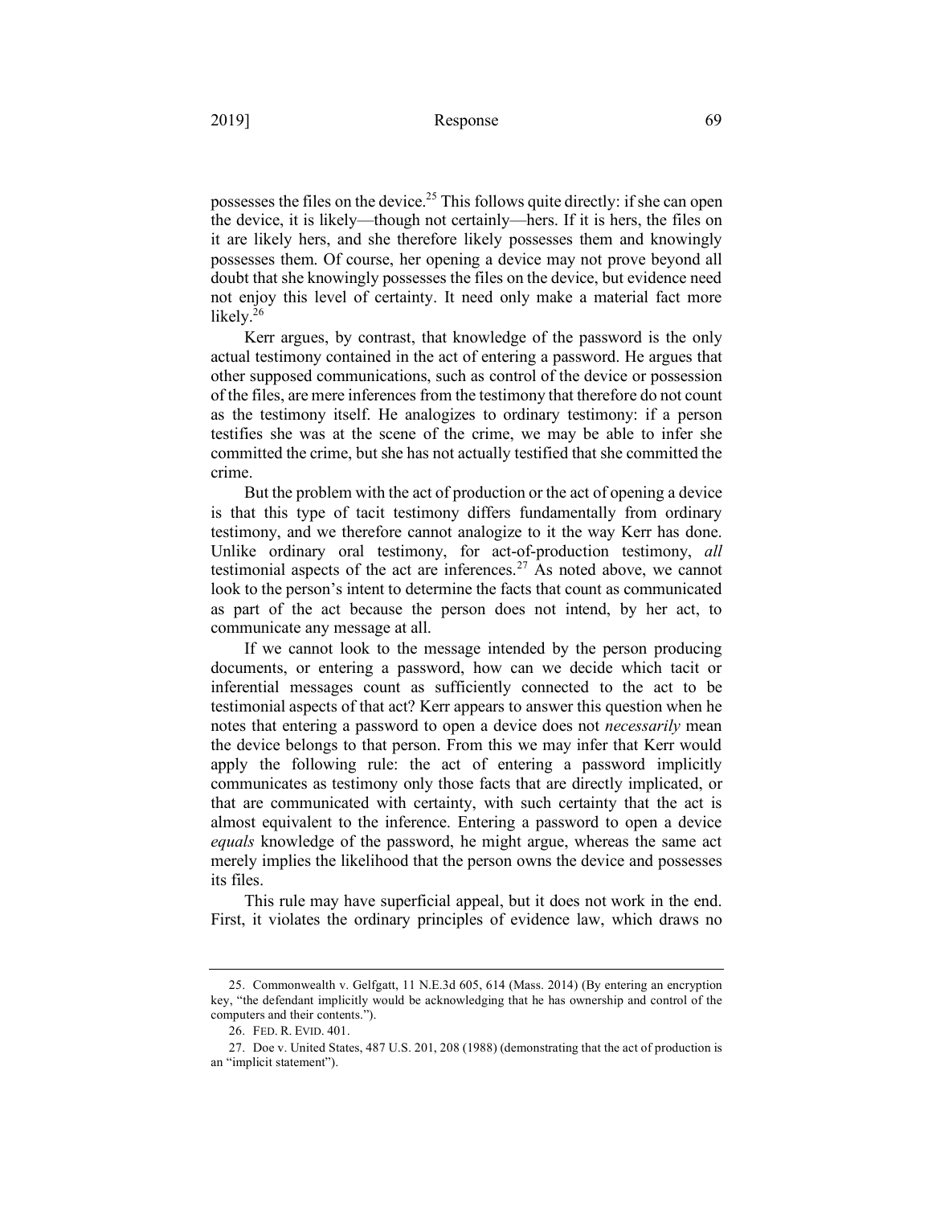possesses the files on the device.[25] This follows quite directly: if she can open the device, it is likely—though not certainly—hers. If it is hers, the files on it are likely hers, and she therefore likely possesses them and knowingly possesses them. Of course, her opening a device may not prove beyond all doubt that she knowingly possesses the files on the device, but evidence need not enjoy this level of certainty. It need only make a material fact more likely.[26]

Kerr argues, by contrast, that knowledge of the password is the only actual testimony contained in the act of entering a password. He argues that other supposed communications, such as control of the device or possession of the files, are mere inferences from the testimony that therefore do not count as the testimony itself. He analogizes to ordinary testimony: if a person testifies she was at the scene of the crime, we may be able to infer she committed the crime, but she has not actually testified that she committed the crime.

But the problem with the act of production or the act of opening a device is that this type of tacit testimony differs fundamentally from ordinary testimony, and we therefore cannot analogize to it the way Kerr has done. Unlike ordinary oral testimony, for act-of-production testimony, *all* testimonial aspects of the act are inferences.[27] As noted above, we cannot look to the person's intent to determine the facts that count as communicated as part of the act because the person does not intend, by her act, to communicate any message at all.

If we cannot look to the message intended by the person producing documents, or entering a password, how can we decide which tacit or inferential messages count as sufficiently connected to the act to be testimonial aspects of that act? Kerr appears to answer this question when he notes that entering a password to open a device does not *necessarily* mean the device belongs to that person. From this we may infer that Kerr would apply the following rule: the act of entering a password implicitly communicates as testimony only those facts that are directly implicated, or that are communicated with certainty, with such certainty that the act is almost equivalent to the inference. Entering a password to open a device *equals* knowledge of the password, he might argue, whereas the same act merely implies the likelihood that the person owns the device and possesses its files.

This rule may have superficial appeal, but it does not work in the end. First, it violates the ordinary principles of evidence law, which draws no

---

25. Commonwealth v. Gelfgatt, 11 N.E.3d 605, 614 (Mass. 2014) (By entering an encryption key, "the defendant implicitly would be acknowledging that he has ownership and control of the computers and their contents.").

26. FED. R. EVID. 401.

27. Doe v. United States, 487 U.S. 201, 208 (1988) (demonstrating that the act of production is an "implicit statement").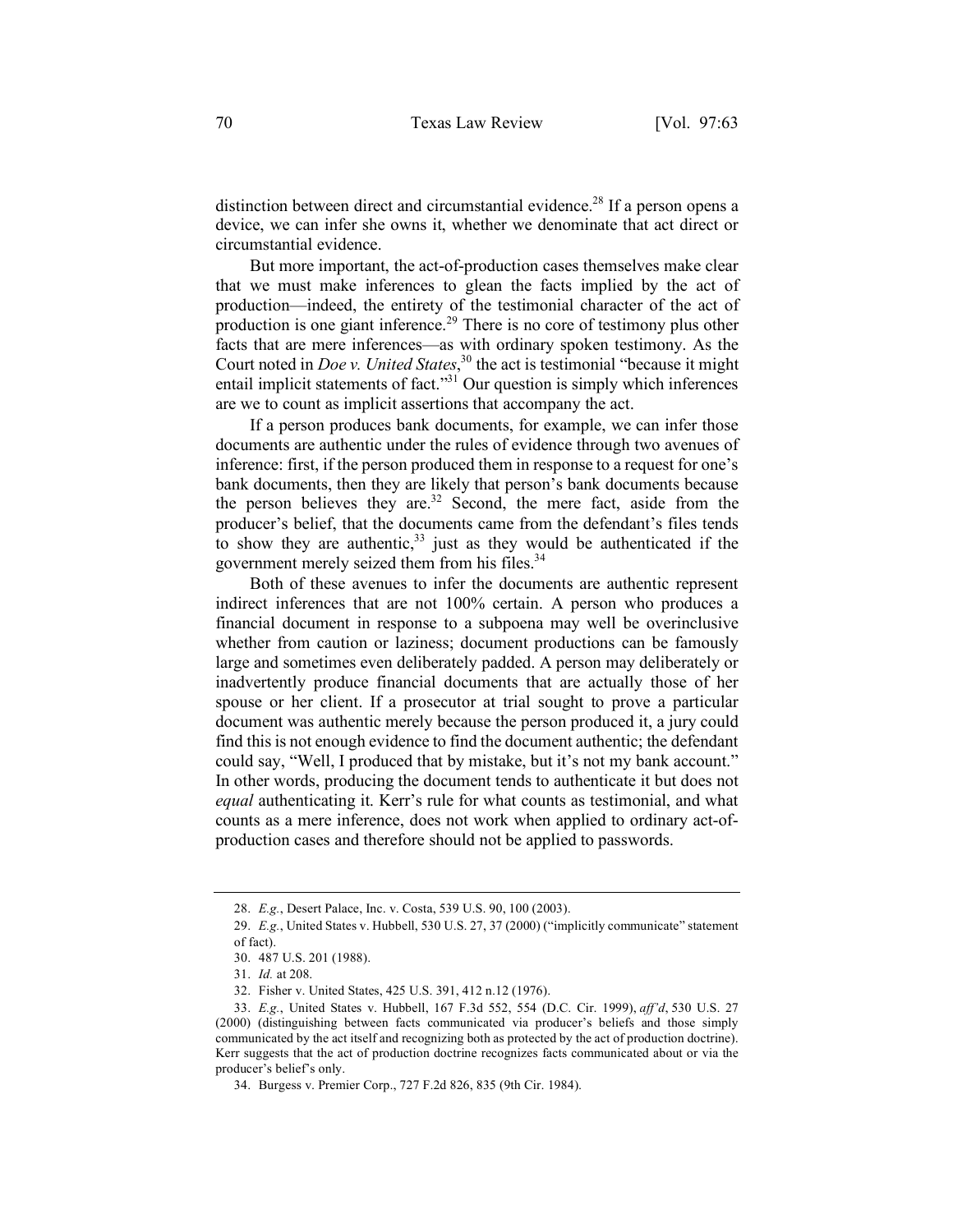distinction between direct and circumstantial evidence.[28] If a person opens a device, we can infer she owns it, whether we denominate that act direct or circumstantial evidence.

But more important, the act-of-production cases themselves make clear that we must make inferences to glean the facts implied by the act of production—indeed, the entirety of the testimonial character of the act of production is one giant inference.[29] There is no core of testimony plus other facts that are mere inferences—as with ordinary spoken testimony. As the Court noted in *Doe v. United States*,[30] the act is testimonial "because it might entail implicit statements of fact."[31] Our question is simply which inferences are we to count as implicit assertions that accompany the act.

If a person produces bank documents, for example, we can infer those documents are authentic under the rules of evidence through two avenues of inference: first, if the person produced them in response to a request for one's bank documents, then they are likely that person's bank documents because the person believes they are.[32] Second, the mere fact, aside from the producer's belief, that the documents came from the defendant's files tends to show they are authentic,[33] just as they would be authenticated if the government merely seized them from his files.[34]

Both of these avenues to infer the documents are authentic represent indirect inferences that are not 100% certain. A person who produces a financial document in response to a subpoena may well be overinclusive whether from caution or laziness; document productions can be famously large and sometimes even deliberately padded. A person may deliberately or inadvertently produce financial documents that are actually those of her spouse or her client. If a prosecutor at trial sought to prove a particular document was authentic merely because the person produced it, a jury could find this is not enough evidence to find the document authentic; the defendant could say, "Well, I produced that by mistake, but it's not my bank account." In other words, producing the document tends to authenticate it but does not *equal* authenticating it. Kerr's rule for what counts as testimonial, and what counts as a mere inference, does not work when applied to ordinary act-of-production cases and therefore should not be applied to passwords.

---

28. *E.g.*, Desert Palace, Inc. v. Costa, 539 U.S. 90, 100 (2003).

29. *E.g.*, United States v. Hubbell, 530 U.S. 27, 37 (2000) ("implicitly communicate" statement of fact).

30. 487 U.S. 201 (1988).

31. *Id.* at 208.

32. Fisher v. United States, 425 U.S. 391, 412 n.12 (1976).

33. *E.g.*, United States v. Hubbell, 167 F.3d 552, 554 (D.C. Cir. 1999), *aff'd*, 530 U.S. 27 (2000) (distinguishing between facts communicated via producer's beliefs and those simply communicated by the act itself and recognizing both as protected by the act of production doctrine). Kerr suggests that the act of production doctrine recognizes facts communicated about or via the producer's belief's only.

34. Burgess v. Premier Corp., 727 F.2d 826, 835 (9th Cir. 1984).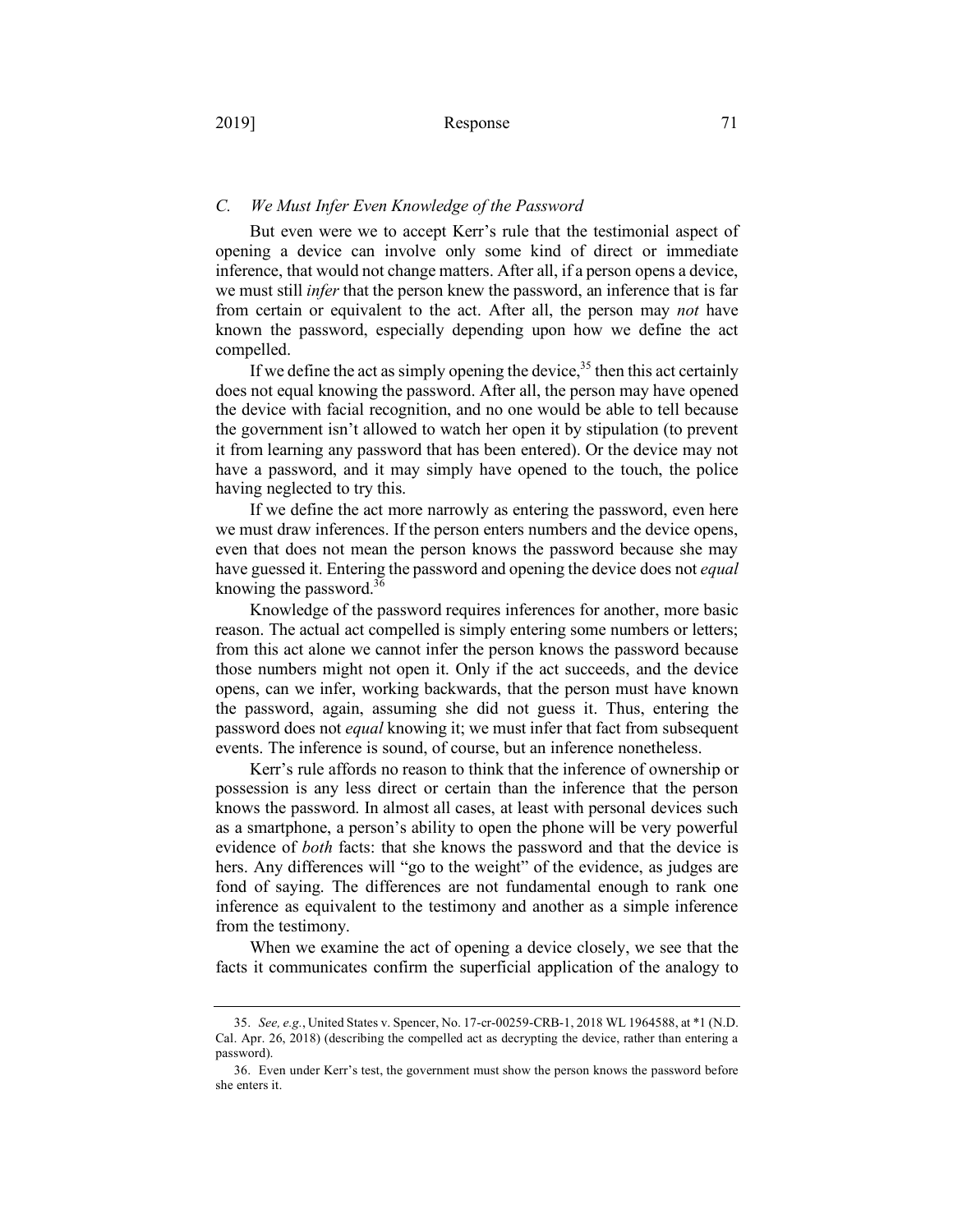### *C. We Must Infer Even Knowledge of the Password*

But even were we to accept Kerr's rule that the testimonial aspect of opening a device can involve only some kind of direct or immediate inference, that would not change matters. After all, if a person opens a device, we must still *infer* that the person knew the password, an inference that is far from certain or equivalent to the act. After all, the person may *not* have known the password, especially depending upon how we define the act compelled.

If we define the act as simply opening the device,[35] then this act certainly does not equal knowing the password. After all, the person may have opened the device with facial recognition, and no one would be able to tell because the government isn't allowed to watch her open it by stipulation (to prevent it from learning any password that has been entered). Or the device may not have a password, and it may simply have opened to the touch, the police having neglected to try this.

If we define the act more narrowly as entering the password, even here we must draw inferences. If the person enters numbers and the device opens, even that does not mean the person knows the password because she may have guessed it. Entering the password and opening the device does not *equal* knowing the password.[36]

Knowledge of the password requires inferences for another, more basic reason. The actual act compelled is simply entering some numbers or letters; from this act alone we cannot infer the person knows the password because those numbers might not open it. Only if the act succeeds, and the device opens, can we infer, working backwards, that the person must have known the password, again, assuming she did not guess it. Thus, entering the password does not *equal* knowing it; we must infer that fact from subsequent events. The inference is sound, of course, but an inference nonetheless.

Kerr's rule affords no reason to think that the inference of ownership or possession is any less direct or certain than the inference that the person knows the password. In almost all cases, at least with personal devices such as a smartphone, a person's ability to open the phone will be very powerful evidence of *both* facts: that she knows the password and that the device is hers. Any differences will "go to the weight" of the evidence, as judges are fond of saying. The differences are not fundamental enough to rank one inference as equivalent to the testimony and another as a simple inference from the testimony.

When we examine the act of opening a device closely, we see that the facts it communicates confirm the superficial application of the analogy to

---

35. *See, e.g.*, United States v. Spencer, No. 17-cr-00259-CRB-1, 2018 WL 1964588, at *1 (N.D. Cal. Apr. 26, 2018) (describing the compelled act as decrypting the device, rather than entering a password).

36. Even under Kerr's test, the government must show the person knows the password before she enters it.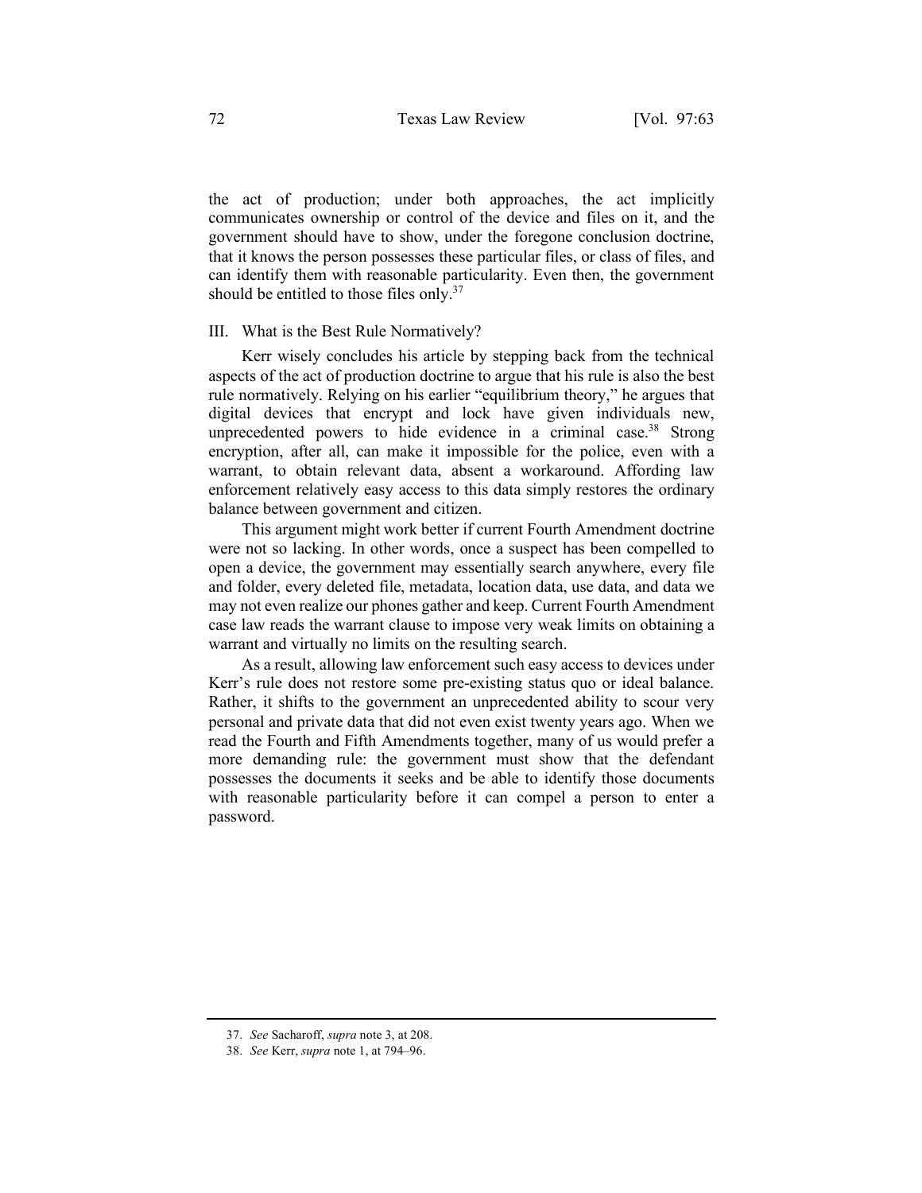the act of production; under both approaches, the act implicitly communicates ownership or control of the device and files on it, and the government should have to show, under the foregone conclusion doctrine, that it knows the person possesses these particular files, or class of files, and can identify them with reasonable particularity. Even then, the government should be entitled to those files only.[37]

## III. What is the Best Rule Normatively?

Kerr wisely concludes his article by stepping back from the technical aspects of the act of production doctrine to argue that his rule is also the best rule normatively. Relying on his earlier "equilibrium theory," he argues that digital devices that encrypt and lock have given individuals new, unprecedented powers to hide evidence in a criminal case.[38] Strong encryption, after all, can make it impossible for the police, even with a warrant, to obtain relevant data, absent a workaround. Affording law enforcement relatively easy access to this data simply restores the ordinary balance between government and citizen.

This argument might work better if current Fourth Amendment doctrine were not so lacking. In other words, once a suspect has been compelled to open a device, the government may essentially search anywhere, every file and folder, every deleted file, metadata, location data, use data, and data we may not even realize our phones gather and keep. Current Fourth Amendment case law reads the warrant clause to impose very weak limits on obtaining a warrant and virtually no limits on the resulting search.

As a result, allowing law enforcement such easy access to devices under Kerr's rule does not restore some pre-existing status quo or ideal balance. Rather, it shifts to the government an unprecedented ability to scour very personal and private data that did not even exist twenty years ago. When we read the Fourth and Fifth Amendments together, many of us would prefer a more demanding rule: the government must show that the defendant possesses the documents it seeks and be able to identify those documents with reasonable particularity before it can compel a person to enter a password.

---

37. *See* Sacharoff, *supra* note 3, at 208.

38. *See* Kerr, *supra* note 1, at 794–96.